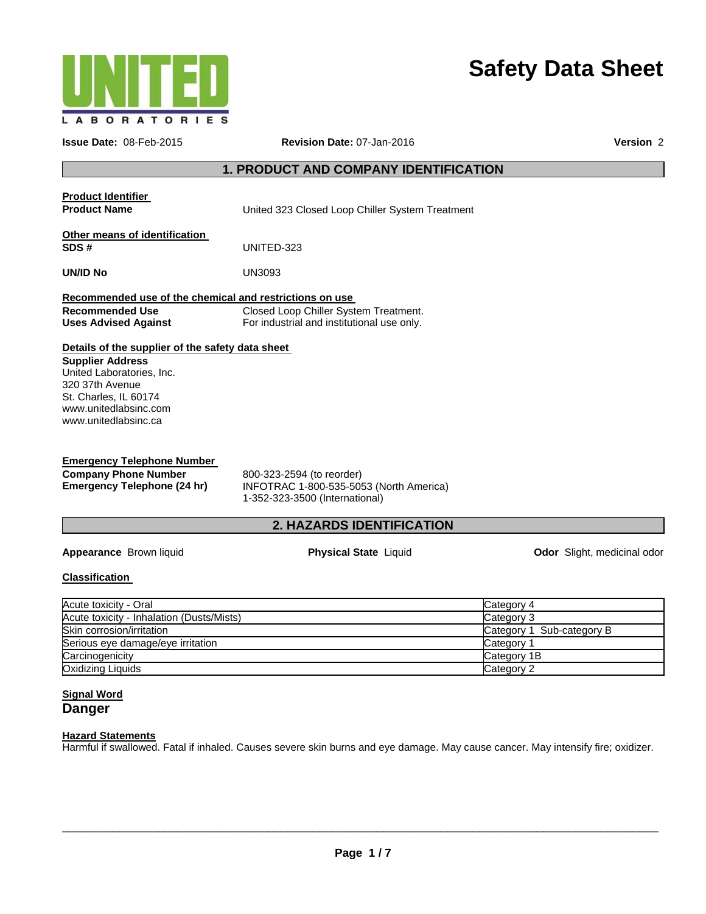UNITED LABORATORIES

# Safety Data Sheet

**Issue Date:** 08-Feb-2015 **Revision Date:** 07-Jan-2016 **Version** 2

## 1. PRODUCT AND COMPANY IDENTIFICATION

**Product Identifier**

**Product Name** United 323 Closed Loop Chiller System Treatment

**Other means of identification**

**SDS #** UNITED-323

**UN/ID No** UN3093

**Recommended use of the chemical and restrictions on use**

**Recommended Use** Closed Loop Chiller System Treatment.

**Uses Advised Against** For industrial and institutional use only.

**Details of the supplier of the safety data sheet**

**Supplier Address**
United Laboratories, Inc.
320 37th Avenue
St. Charles, IL 60174
www.unitedlabsinc.com
www.unitedlabsinc.ca

**Emergency Telephone Number**

**Company Phone Number** 800-323-2594 (to reorder)

**Emergency Telephone (24 hr)** INFOTRAC 1-800-535-5053 (North America)
1-352-323-3500 (International)

## 2. HAZARDS IDENTIFICATION

**Appearance** Brown liquid **Physical State** Liquid **Odor** Slight, medicinal odor

**Classification**

| | |
|---|---|
| Acute toxicity - Oral | Category 4 |
| Acute toxicity - Inhalation (Dusts/Mists) | Category 3 |
| Skin corrosion/irritation | Category 1 Sub-category B |
| Serious eye damage/eye irritation | Category 1 |
| Carcinogenicity | Category 1B |
| Oxidizing Liquids | Category 2 |

**Signal Word**

**Danger**

**Hazard Statements**

Harmful if swallowed. Fatal if inhaled. Causes severe skin burns and eye damage. May cause cancer. May intensify fire; oxidizer.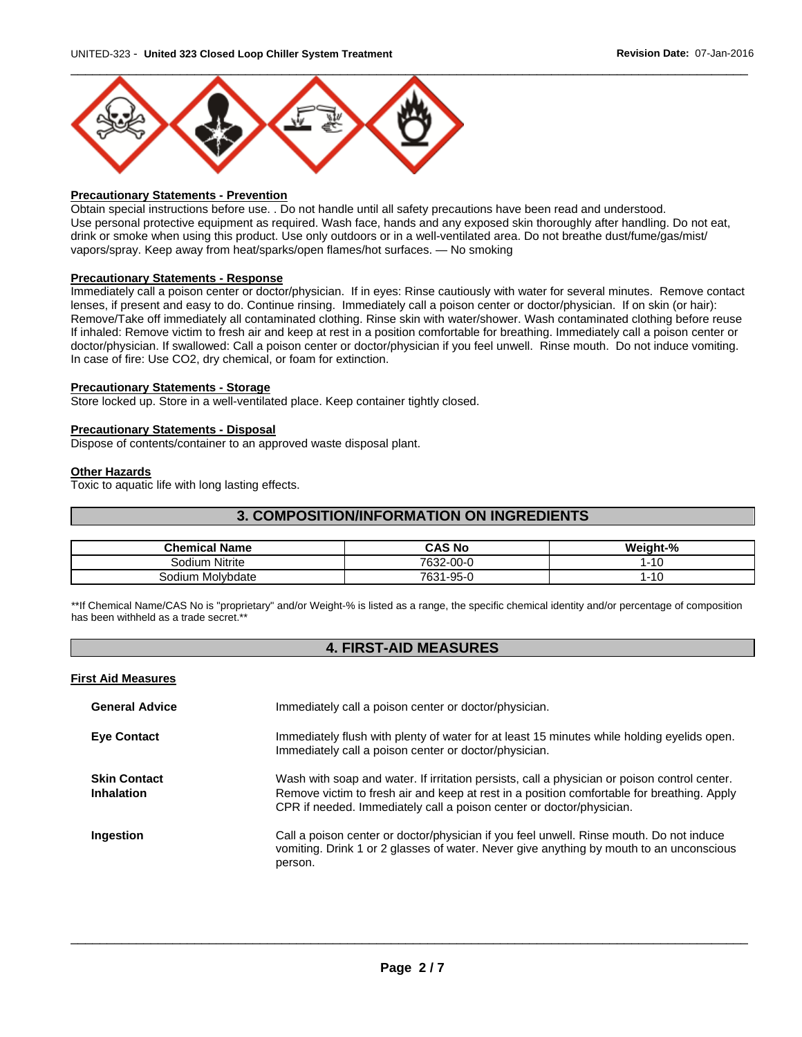**Precautionary Statements - Prevention**

Obtain special instructions before use. . Do not handle until all safety precautions have been read and understood.
Use personal protective equipment as required. Wash face, hands and any exposed skin thoroughly after handling. Do not eat, drink or smoke when using this product. Use only outdoors or in a well-ventilated area. Do not breathe dust/fume/gas/mist/ vapors/spray. Keep away from heat/sparks/open flames/hot surfaces. — No smoking

**Precautionary Statements - Response**

Immediately call a poison center or doctor/physician. If in eyes: Rinse cautiously with water for several minutes. Remove contact lenses, if present and easy to do. Continue rinsing. Immediately call a poison center or doctor/physician. If on skin (or hair): Remove/Take off immediately all contaminated clothing. Rinse skin with water/shower. Wash contaminated clothing before reuse If inhaled: Remove victim to fresh air and keep at rest in a position comfortable for breathing. Immediately call a poison center or doctor/physician. If swallowed: Call a poison center or doctor/physician if you feel unwell. Rinse mouth. Do not induce vomiting. In case of fire: Use CO2, dry chemical, or foam for extinction.

**Precautionary Statements - Storage**

Store locked up. Store in a well-ventilated place. Keep container tightly closed.

**Precautionary Statements - Disposal**

Dispose of contents/container to an approved waste disposal plant.

**Other Hazards**

Toxic to aquatic life with long lasting effects.

## 3. COMPOSITION/INFORMATION ON INGREDIENTS

| Chemical Name | CAS No | Weight-% |
|---|---|---|
| Sodium Nitrite | 7632-00-0 | 1-10 |
| Sodium Molybdate | 7631-95-0 | 1-10 |

**If Chemical Name/CAS No is "proprietary" and/or Weight-% is listed as a range, the specific chemical identity and/or percentage of composition has been withheld as a trade secret.**

## 4. FIRST-AID MEASURES

**First Aid Measures**

**General Advice**: Immediately call a poison center or doctor/physician.

**Eye Contact**: Immediately flush with plenty of water for at least 15 minutes while holding eyelids open. Immediately call a poison center or doctor/physician.

**Skin Contact**: Wash with soap and water. If irritation persists, call a physician or poison control center.

**Inhalation**: Remove victim to fresh air and keep at rest in a position comfortable for breathing. Apply CPR if needed. Immediately call a poison center or doctor/physician.

**Ingestion**: Call a poison center or doctor/physician if you feel unwell. Rinse mouth. Do not induce vomiting. Drink 1 or 2 glasses of water. Never give anything by mouth to an unconscious person.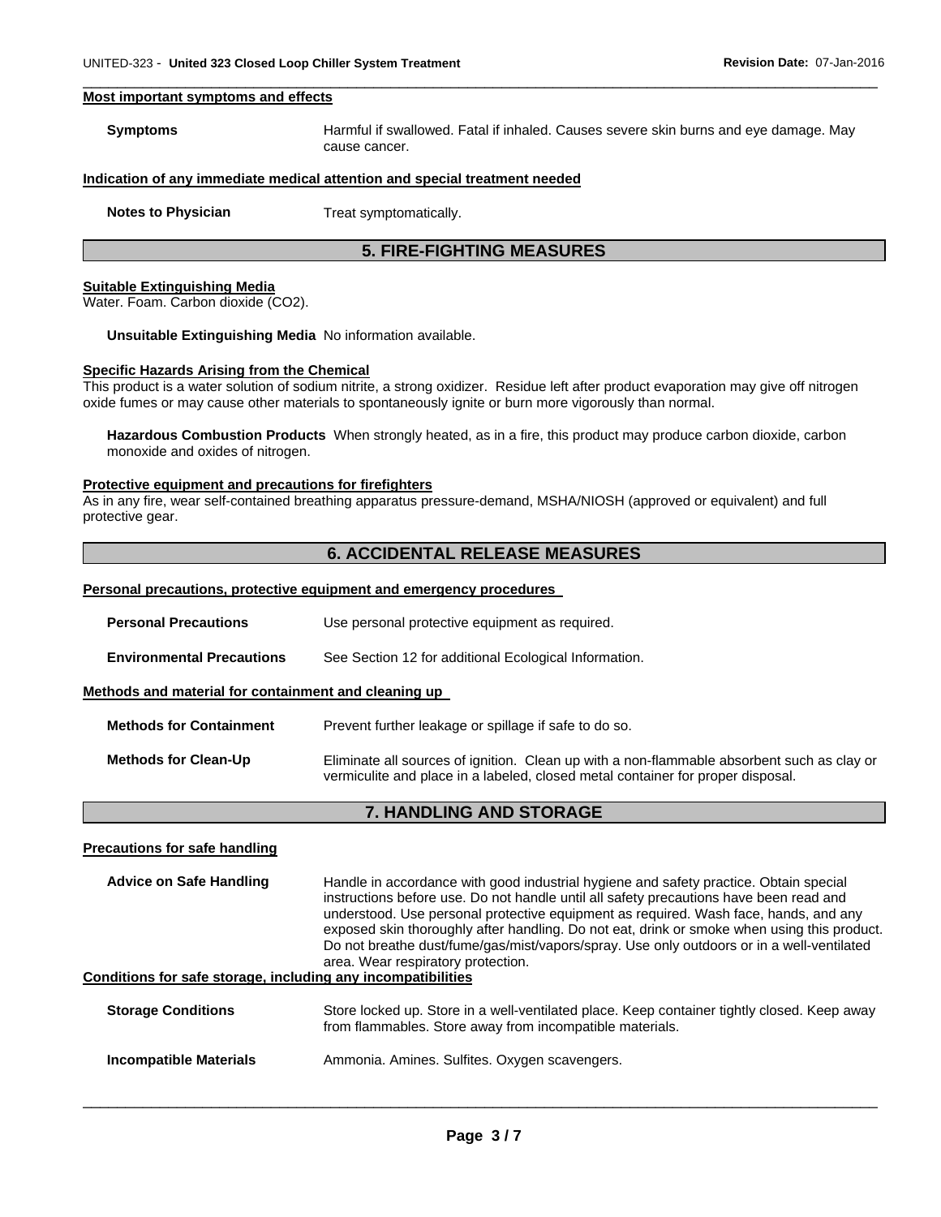**Most important symptoms and effects**

**Symptoms** Harmful if swallowed. Fatal if inhaled. Causes severe skin burns and eye damage. May cause cancer.

**Indication of any immediate medical attention and special treatment needed**

**Notes to Physician** Treat symptomatically.

## 5. FIRE-FIGHTING MEASURES

**Suitable Extinguishing Media**

Water. Foam. Carbon dioxide ($CO_2$).

**Unsuitable Extinguishing Media** No information available.

**Specific Hazards Arising from the Chemical**

This product is a water solution of sodium nitrite, a strong oxidizer. Residue left after product evaporation may give off nitrogen oxide fumes or may cause other materials to spontaneously ignite or burn more vigorously than normal.

**Hazardous Combustion Products** When strongly heated, as in a fire, this product may produce carbon dioxide, carbon monoxide and oxides of nitrogen.

**Protective equipment and precautions for firefighters**

As in any fire, wear self-contained breathing apparatus pressure-demand, MSHA/NIOSH (approved or equivalent) and full protective gear.

## 6. ACCIDENTAL RELEASE MEASURES

**Personal precautions, protective equipment and emergency procedures**

**Personal Precautions** Use personal protective equipment as required.

**Environmental Precautions** See Section 12 for additional Ecological Information.

**Methods and material for containment and cleaning up**

**Methods for Containment** Prevent further leakage or spillage if safe to do so.

**Methods for Clean-Up** Eliminate all sources of ignition. Clean up with a non-flammable absorbent such as clay or vermiculite and place in a labeled, closed metal container for proper disposal.

## 7. HANDLING AND STORAGE

**Precautions for safe handling**

**Advice on Safe Handling** Handle in accordance with good industrial hygiene and safety practice. Obtain special instructions before use. Do not handle until all safety precautions have been read and understood. Use personal protective equipment as required. Wash face, hands, and any exposed skin thoroughly after handling. Do not eat, drink or smoke when using this product. Do not breathe dust/fume/gas/mist/vapors/spray. Use only outdoors or in a well-ventilated area. Wear respiratory protection.

**Conditions for safe storage, including any incompatibilities**

**Storage Conditions** Store locked up. Store in a well-ventilated place. Keep container tightly closed. Keep away from flammables. Store away from incompatible materials.

**Incompatible Materials** Ammonia. Amines. Sulfites. Oxygen scavengers.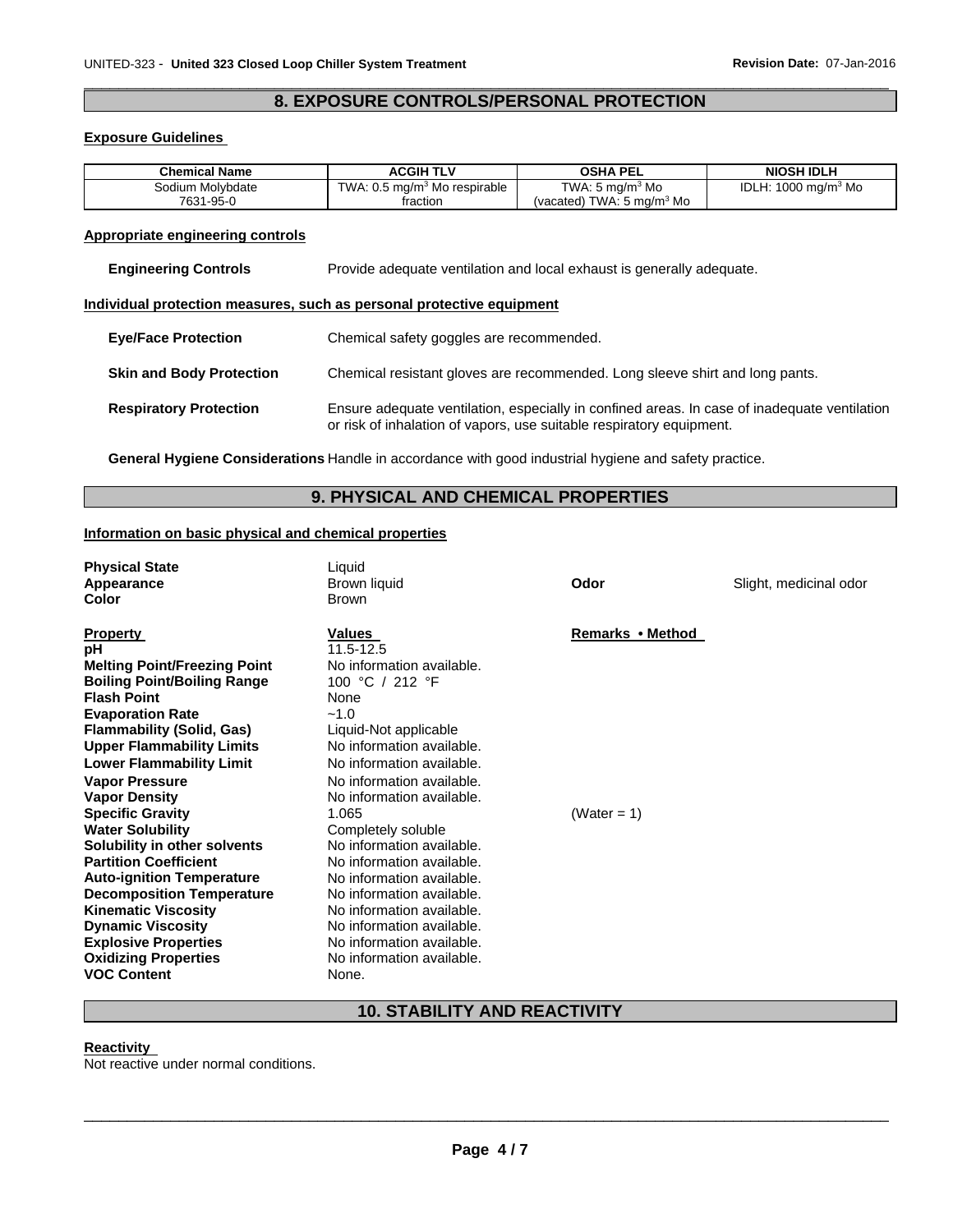## 8. EXPOSURE CONTROLS/PERSONAL PROTECTION

**Exposure Guidelines**

| Chemical Name | ACGIH TLV | OSHA PEL | NIOSH IDLH |
|---|---|---|---|
| Sodium Molybdate 7631-95-0 | TWA: 0.5 mg/m$^3$ Mo respirable fraction | TWA: 5 mg/m$^3$ Mo (vacated) TWA: 5 mg/m$^3$ Mo | IDLH: 1000 mg/m$^3$ Mo |

**Appropriate engineering controls**

**Engineering Controls** Provide adequate ventilation and local exhaust is generally adequate.

**Individual protection measures, such as personal protective equipment**

**Eye/Face Protection** Chemical safety goggles are recommended.

**Skin and Body Protection** Chemical resistant gloves are recommended. Long sleeve shirt and long pants.

**Respiratory Protection** Ensure adequate ventilation, especially in confined areas. In case of inadequate ventilation or risk of inhalation of vapors, use suitable respiratory equipment.

**General Hygiene Considerations** Handle in accordance with good industrial hygiene and safety practice.

## 9. PHYSICAL AND CHEMICAL PROPERTIES

**Information on basic physical and chemical properties**

**Physical State** Liquid
**Appearance** Brown liquid
**Color** Brown
**Odor** Slight, medicinal odor

| Property | Values | Remarks • Method |
|---|---|---|
| **pH** | 11.5-12.5 | |
| **Melting Point/Freezing Point** | No information available. | |
| **Boiling Point/Boiling Range** | 100 °C / 212 °F | |
| **Flash Point** | None | |
| **Evaporation Rate** | ~1.0 | |
| **Flammability (Solid, Gas)** | Liquid-Not applicable | |
| **Upper Flammability Limits** | No information available. | |
| **Lower Flammability Limit** | No information available. | |
| **Vapor Pressure** | No information available. | |
| **Vapor Density** | No information available. | |
| **Specific Gravity** | 1.065 | (Water = 1) |
| **Water Solubility** | Completely soluble | |
| **Solubility in other solvents** | No information available. | |
| **Partition Coefficient** | No information available. | |
| **Auto-ignition Temperature** | No information available. | |
| **Decomposition Temperature** | No information available. | |
| **Kinematic Viscosity** | No information available. | |
| **Dynamic Viscosity** | No information available. | |
| **Explosive Properties** | No information available. | |
| **Oxidizing Properties** | No information available. | |
| **VOC Content** | None. | |

## 10. STABILITY AND REACTIVITY

**Reactivity**
Not reactive under normal conditions.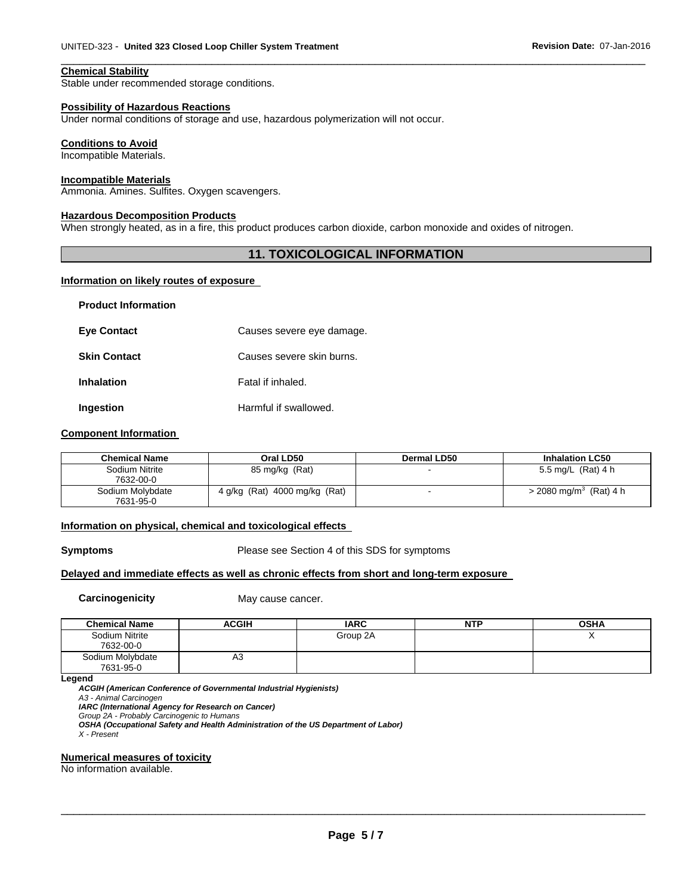**Chemical Stability**
Stable under recommended storage conditions.

**Possibility of Hazardous Reactions**
Under normal conditions of storage and use, hazardous polymerization will not occur.

**Conditions to Avoid**
Incompatible Materials.

**Incompatible Materials**
Ammonia. Amines. Sulfites. Oxygen scavengers.

**Hazardous Decomposition Products**
When strongly heated, as in a fire, this product produces carbon dioxide, carbon monoxide and oxides of nitrogen.

## 11. TOXICOLOGICAL INFORMATION

**Information on likely routes of exposure**

**Product Information**

**Eye Contact** Causes severe eye damage.

**Skin Contact** Causes severe skin burns.

**Inhalation** Fatal if inhaled.

**Ingestion** Harmful if swallowed.

**Component Information**

| Chemical Name | Oral LD50 | Dermal LD50 | Inhalation LC50 |
|---|---|---|---|
| Sodium Nitrite 7632-00-0 | 85 mg/kg (Rat) | - | 5.5 mg/L (Rat) 4 h |
| Sodium Molybdate 7631-95-0 | 4 g/kg (Rat) 4000 mg/kg (Rat) | - | > 2080 mg/m$^3$ (Rat) 4 h |

**Information on physical, chemical and toxicological effects**

**Symptoms** Please see Section 4 of this SDS for symptoms

**Delayed and immediate effects as well as chronic effects from short and long-term exposure**

**Carcinogenicity** May cause cancer.

| Chemical Name | ACGIH | IARC | NTP | OSHA |
|---|---|---|---|---|
| Sodium Nitrite 7632-00-0 | | Group 2A | | X |
| Sodium Molybdate 7631-95-0 | A3 | | | |

**Legend**

***ACGIH (American Conference of Governmental Industrial Hygienists)***
*A3 - Animal Carcinogen*
***IARC (International Agency for Research on Cancer)***
*Group 2A - Probably Carcinogenic to Humans*
***OSHA (Occupational Safety and Health Administration of the US Department of Labor)***
*X - Present*

**Numerical measures of toxicity**
No information available.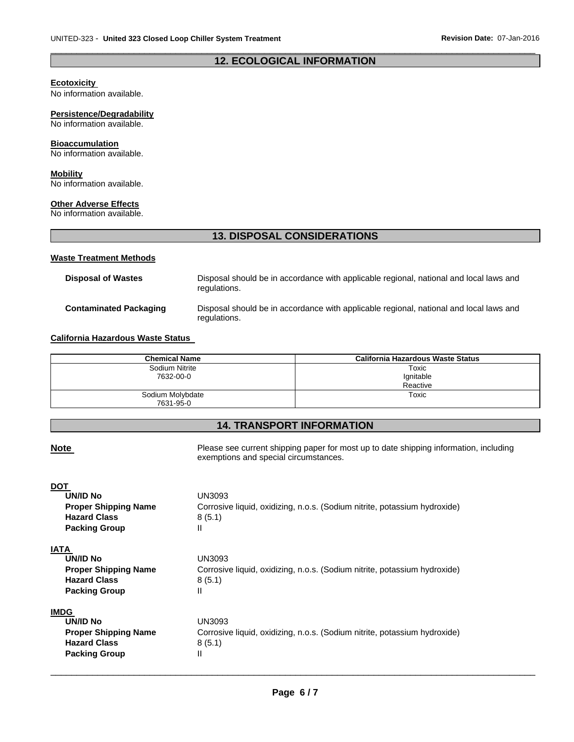## 12. ECOLOGICAL INFORMATION

**Ecotoxicity**
No information available.

**Persistence/Degradability**
No information available.

**Bioaccumulation**
No information available.

**Mobility**
No information available.

**Other Adverse Effects**
No information available.

## 13. DISPOSAL CONSIDERATIONS

**Waste Treatment Methods**

**Disposal of Wastes** Disposal should be in accordance with applicable regional, national and local laws and regulations.

**Contaminated Packaging** Disposal should be in accordance with applicable regional, national and local laws and regulations.

**California Hazardous Waste Status**

| Chemical Name | California Hazardous Waste Status |
|---|---|
| Sodium Nitrite<br>7632-00-0 | Toxic<br>Ignitable<br>Reactive |
| Sodium Molybdate<br>7631-95-0 | Toxic |

## 14. TRANSPORT INFORMATION

**Note** Please see current shipping paper for most up to date shipping information, including exemptions and special circumstances.

**DOT**
- **UN/ID No** UN3093
- **Proper Shipping Name** Corrosive liquid, oxidizing, n.o.s. (Sodium nitrite, potassium hydroxide)
- **Hazard Class** 8 (5.1)
- **Packing Group** II

**IATA**
- **UN/ID No** UN3093
- **Proper Shipping Name** Corrosive liquid, oxidizing, n.o.s. (Sodium nitrite, potassium hydroxide)
- **Hazard Class** 8 (5.1)
- **Packing Group** II

**IMDG**
- **UN/ID No** UN3093
- **Proper Shipping Name** Corrosive liquid, oxidizing, n.o.s. (Sodium nitrite, potassium hydroxide)
- **Hazard Class** 8 (5.1)
- **Packing Group** II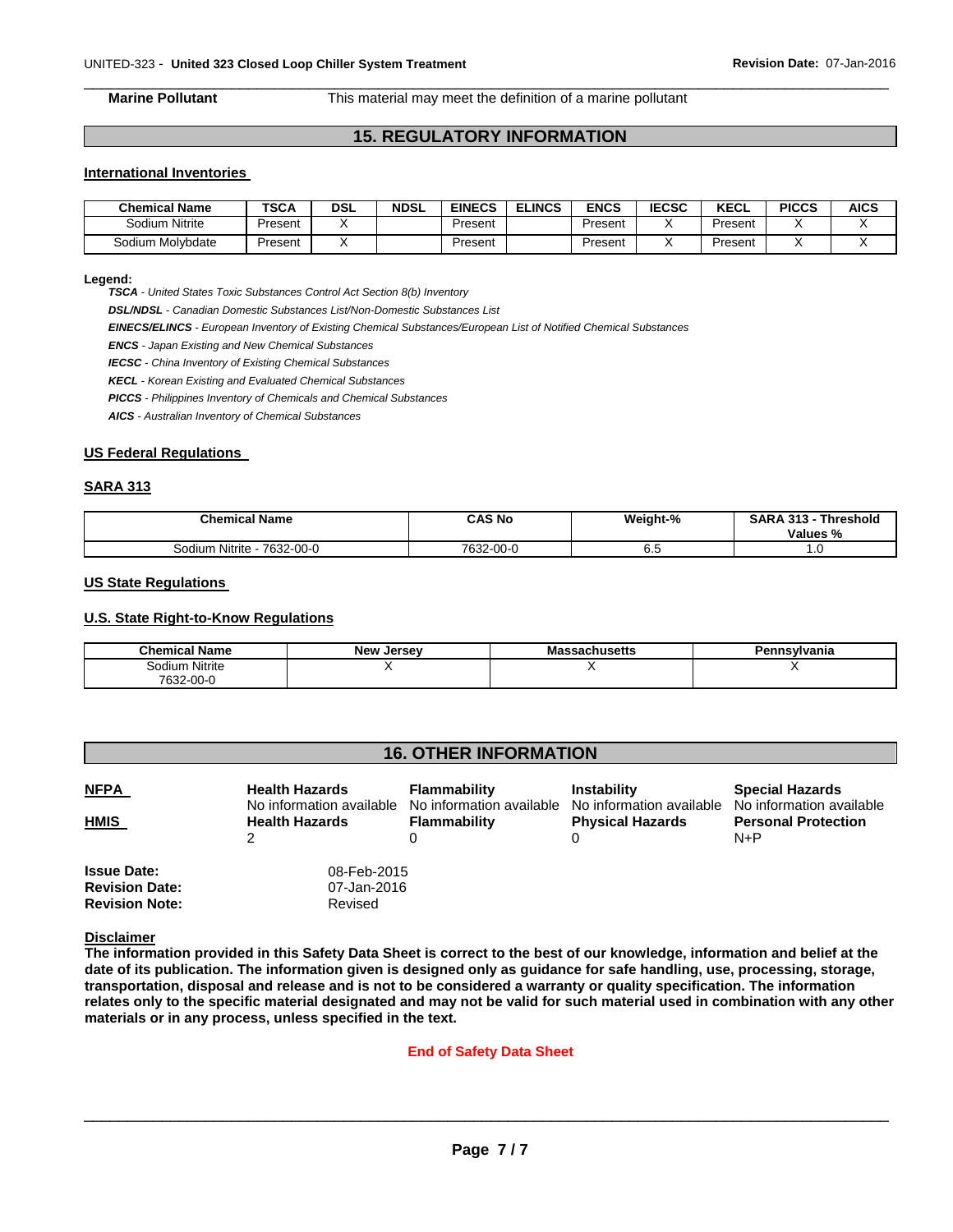**Marine Pollutant** This material may meet the definition of a marine pollutant

## 15. REGULATORY INFORMATION

### International Inventories

| Chemical Name | TSCA | DSL | NDSL | EINECS | ELINCS | ENCS | IECSC | KECL | PICCS | AICS |
|---|---|---|---|---|---|---|---|---|---|---|
| Sodium Nitrite | Present | X | | Present | | Present | X | Present | X | X |
| Sodium Molybdate | Present | X | | Present | | Present | X | Present | X | X |

**Legend:**

***TSCA*** *- United States Toxic Substances Control Act Section 8(b) Inventory*

***DSL/NDSL*** *- Canadian Domestic Substances List/Non-Domestic Substances List*

***EINECS/ELINCS*** *- European Inventory of Existing Chemical Substances/European List of Notified Chemical Substances*

***ENCS*** *- Japan Existing and New Chemical Substances*

***IECSC*** *- China Inventory of Existing Chemical Substances*

***KECL*** *- Korean Existing and Evaluated Chemical Substances*

***PICCS*** *- Philippines Inventory of Chemicals and Chemical Substances*

***AICS*** *- Australian Inventory of Chemical Substances*

### US Federal Regulations

### SARA 313

| Chemical Name | CAS No | Weight-% | SARA 313 - Threshold Values % |
|---|---|---|---|
| Sodium Nitrite - 7632-00-0 | 7632-00-0 | 6.5 | 1.0 |

### US State Regulations

### U.S. State Right-to-Know Regulations

| Chemical Name | New Jersey | Massachusetts | Pennsylvania |
|---|---|---|---|
| Sodium Nitrite 7632-00-0 | X | X | X |

## 16. OTHER INFORMATION

| | | | | |
|---|---|---|---|---|
| **NFPA** | **Health Hazards** No information available | **Flammability** No information available | **Instability** No information available | **Special Hazards** No information available |
| **HMIS** | **Health Hazards** 2 | **Flammability** 0 | **Physical Hazards** 0 | **Personal Protection** N+P |

**Issue Date:** 08-Feb-2015
**Revision Date:** 07-Jan-2016
**Revision Note:** Revised

**Disclaimer**

**The information provided in this Safety Data Sheet is correct to the best of our knowledge, information and belief at the date of its publication. The information given is designed only as guidance for safe handling, use, processing, storage, transportation, disposal and release and is not to be considered a warranty or quality specification. The information relates only to the specific material designated and may not be valid for such material used in combination with any other materials or in any process, unless specified in the text.**

**End of Safety Data Sheet**